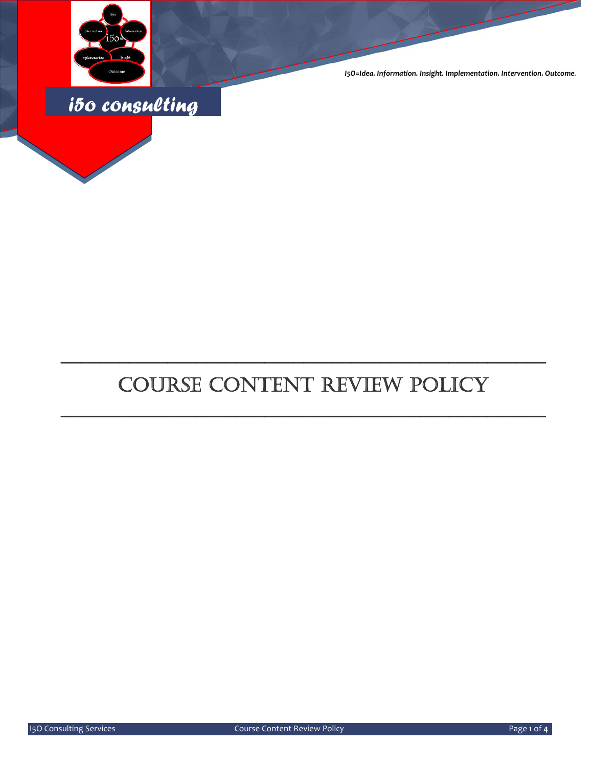I5O=Idea. Information. Insight. Implementation. Intervention. Outcome.

i5o consulting

# COURSE CONTENT REVIEW POLICY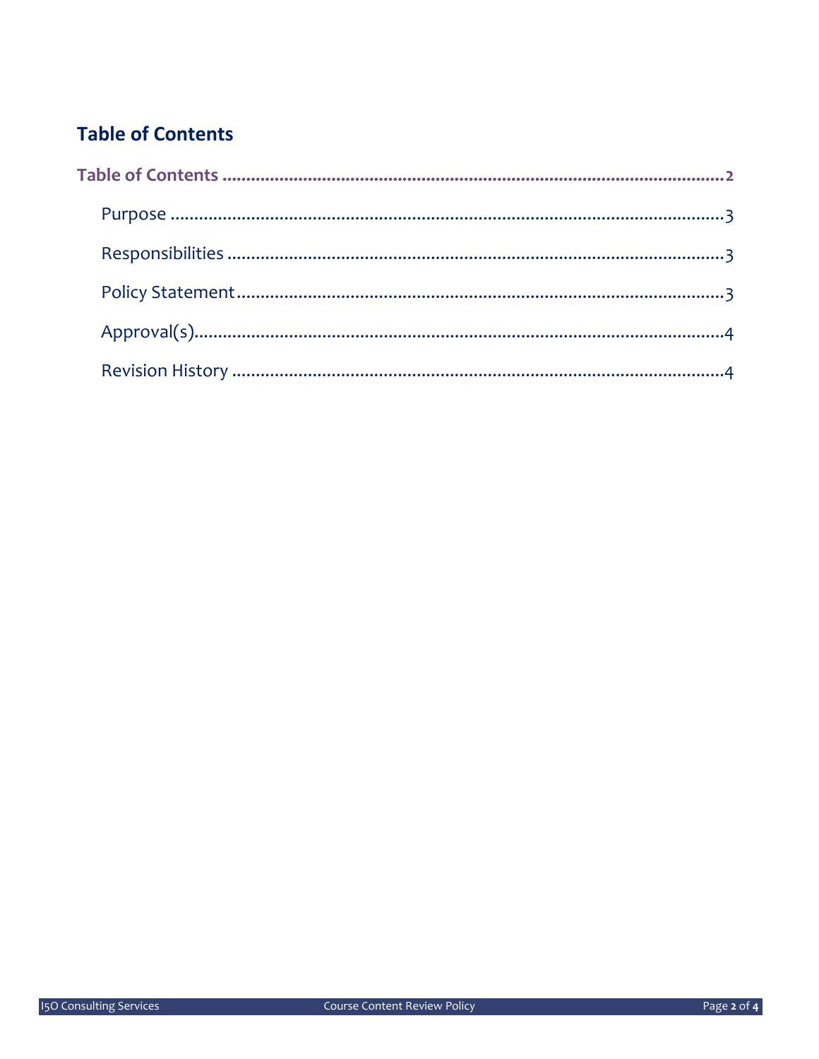## Table of Contents

**Table of Contents ........................................................................................................2**

- Purpose ........................................................................................................3
- Responsibilities ........................................................................................................3
- Policy Statement........................................................................................................3
- Approval(s)........................................................................................................4
- Revision History ........................................................................................................4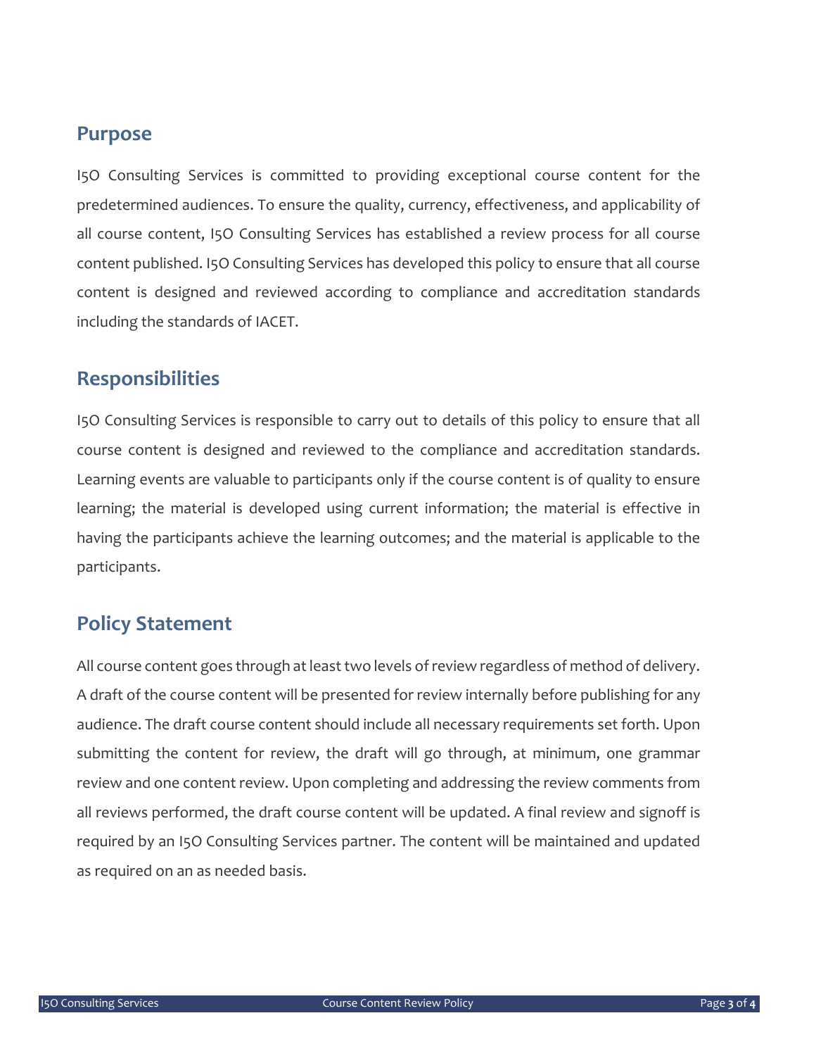## Purpose

I5O Consulting Services is committed to providing exceptional course content for the predetermined audiences. To ensure the quality, currency, effectiveness, and applicability of all course content, I5O Consulting Services has established a review process for all course content published. I5O Consulting Services has developed this policy to ensure that all course content is designed and reviewed according to compliance and accreditation standards including the standards of IACET.

## Responsibilities

I5O Consulting Services is responsible to carry out to details of this policy to ensure that all course content is designed and reviewed to the compliance and accreditation standards. Learning events are valuable to participants only if the course content is of quality to ensure learning; the material is developed using current information; the material is effective in having the participants achieve the learning outcomes; and the material is applicable to the participants.

## Policy Statement

All course content goes through at least two levels of review regardless of method of delivery. A draft of the course content will be presented for review internally before publishing for any audience. The draft course content should include all necessary requirements set forth. Upon submitting the content for review, the draft will go through, at minimum, one grammar review and one content review. Upon completing and addressing the review comments from all reviews performed, the draft course content will be updated. A final review and signoff is required by an I5O Consulting Services partner. The content will be maintained and updated as required on an as needed basis.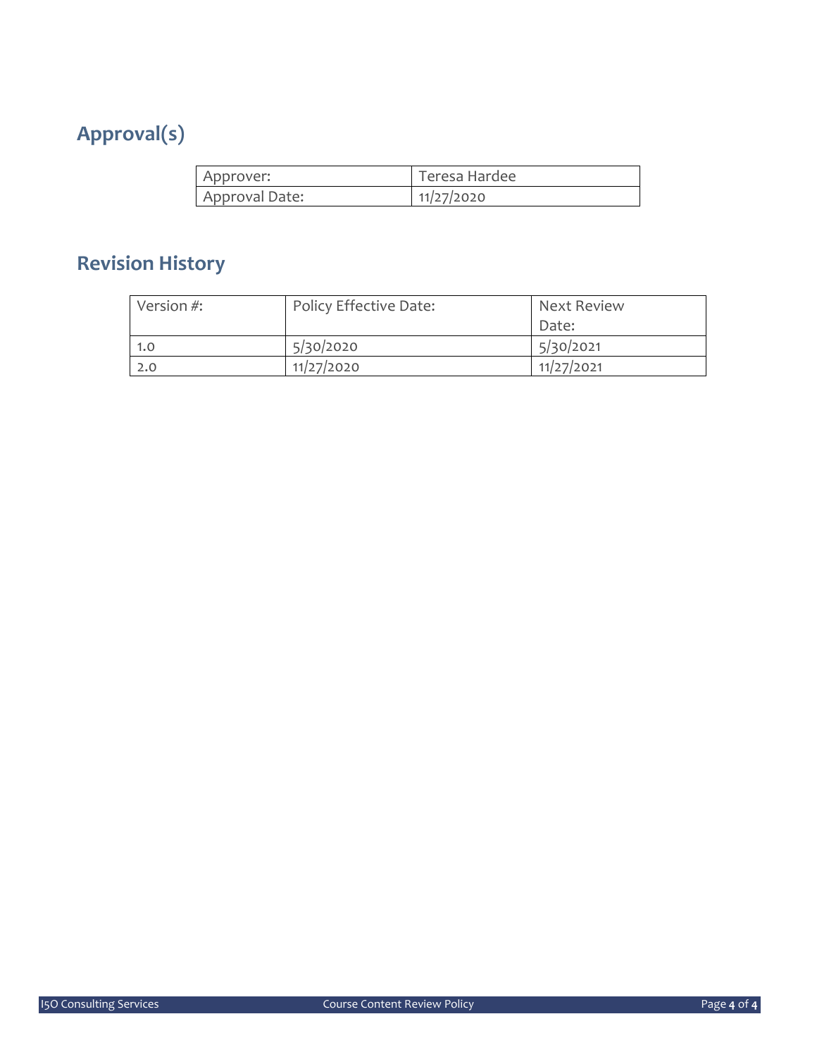## Approval(s)

| | |
|---|---|
| Approver: | Teresa Hardee |
| Approval Date: | 11/27/2020 |

## Revision History

| Version #: | Policy Effective Date: | Next Review Date: |
|---|---|---|
| 1.0 | 5/30/2020 | 5/30/2021 |
| 2.0 | 11/27/2020 | 11/27/2021 |